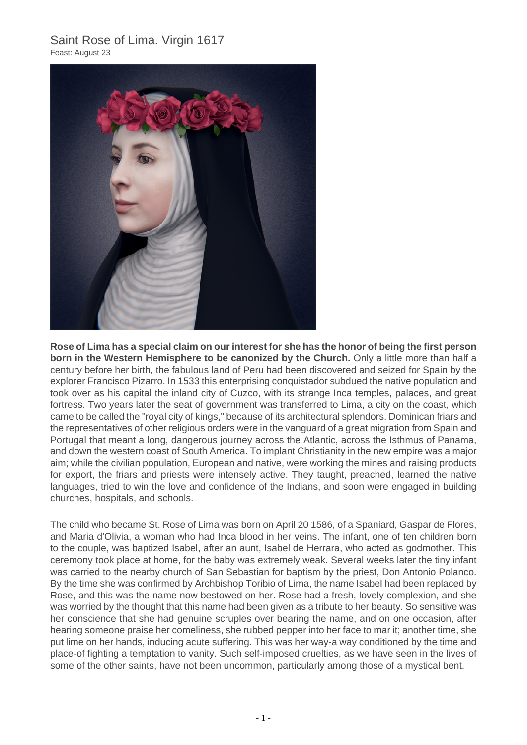# Saint Rose of Lima. Virgin 1617

Feast: August 23

**Rose of Lima has a special claim on our interest for she has the honor of being the first person born in the Western Hemisphere to be canonized by the Church.** Only a little more than half a century before her birth, the fabulous land of Peru had been discovered and seized for Spain by the explorer Francisco Pizarro. In 1533 this enterprising conquistador subdued the native population and took over as his capital the inland city of Cuzco, with its strange Inca temples, palaces, and great fortress. Two years later the seat of government was transferred to Lima, a city on the coast, which came to be called the "royal city of kings," because of its architectural splendors. Dominican friars and the representatives of other religious orders were in the vanguard of a great migration from Spain and Portugal that meant a long, dangerous journey across the Atlantic, across the Isthmus of Panama, and down the western coast of South America. To implant Christianity in the new empire was a major aim; while the civilian population, European and native, were working the mines and raising products for export, the friars and priests were intensely active. They taught, preached, learned the native languages, tried to win the love and confidence of the Indians, and soon were engaged in building churches, hospitals, and schools.

The child who became St. Rose of Lima was born on April 20 1586, of a Spaniard, Gaspar de Flores, and Maria d'Olivia, a woman who had Inca blood in her veins. The infant, one of ten children born to the couple, was baptized Isabel, after an aunt, Isabel de Herrara, who acted as godmother. This ceremony took place at home, for the baby was extremely weak. Several weeks later the tiny infant was carried to the nearby church of San Sebastian for baptism by the priest, Don Antonio Polanco. By the time she was confirmed by Archbishop Toribio of Lima, the name Isabel had been replaced by Rose, and this was the name now bestowed on her. Rose had a fresh, lovely complexion, and she was worried by the thought that this name had been given as a tribute to her beauty. So sensitive was her conscience that she had genuine scruples over bearing the name, and on one occasion, after hearing someone praise her comeliness, she rubbed pepper into her face to mar it; another time, she put lime on her hands, inducing acute suffering. This was her way-a way conditioned by the time and place-of fighting a temptation to vanity. Such self-imposed cruelties, as we have seen in the lives of some of the other saints, have not been uncommon, particularly among those of a mystical bent.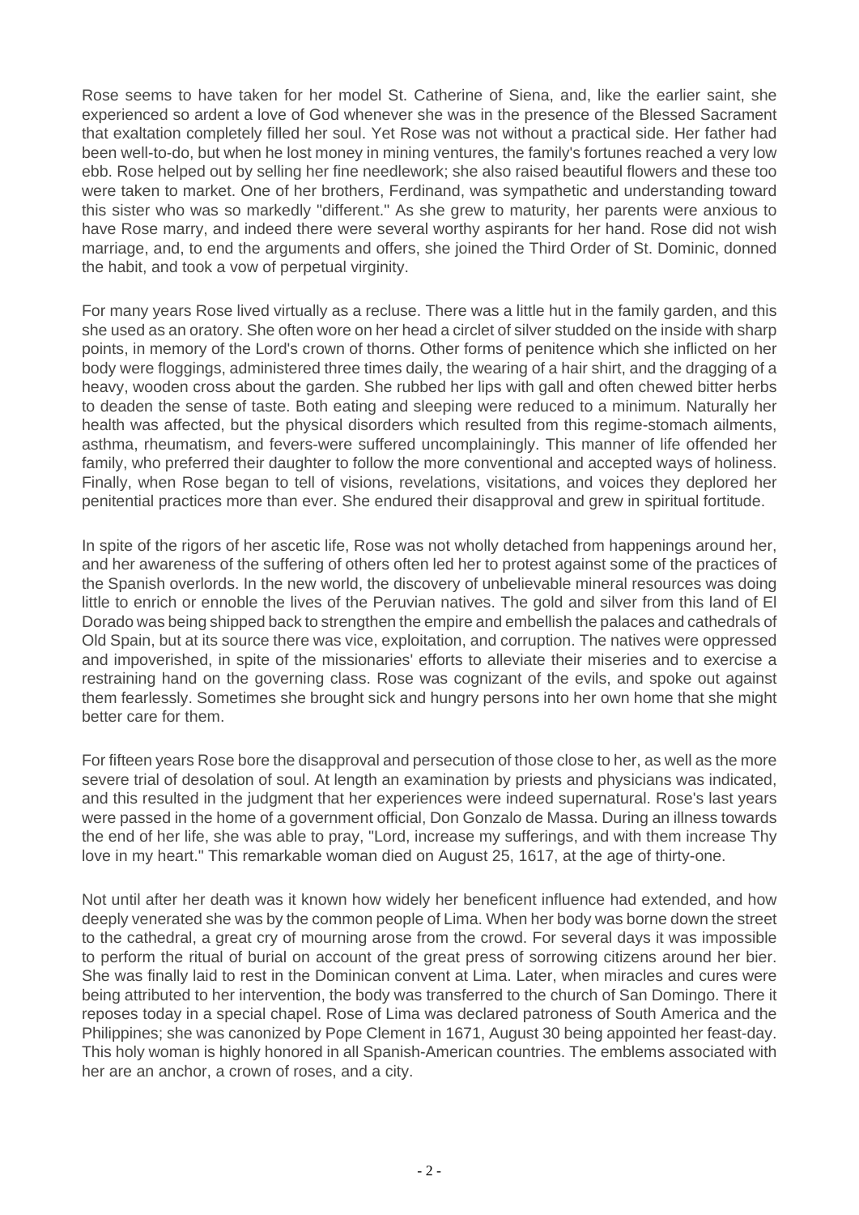Rose seems to have taken for her model St. Catherine of Siena, and, like the earlier saint, she experienced so ardent a love of God whenever she was in the presence of the Blessed Sacrament that exaltation completely filled her soul. Yet Rose was not without a practical side. Her father had been well-to-do, but when he lost money in mining ventures, the family's fortunes reached a very low ebb. Rose helped out by selling her fine needlework; she also raised beautiful flowers and these too were taken to market. One of her brothers, Ferdinand, was sympathetic and understanding toward this sister who was so markedly "different." As she grew to maturity, her parents were anxious to have Rose marry, and indeed there were several worthy aspirants for her hand. Rose did not wish marriage, and, to end the arguments and offers, she joined the Third Order of St. Dominic, donned the habit, and took a vow of perpetual virginity.

For many years Rose lived virtually as a recluse. There was a little hut in the family garden, and this she used as an oratory. She often wore on her head a circlet of silver studded on the inside with sharp points, in memory of the Lord's crown of thorns. Other forms of penitence which she inflicted on her body were floggings, administered three times daily, the wearing of a hair shirt, and the dragging of a heavy, wooden cross about the garden. She rubbed her lips with gall and often chewed bitter herbs to deaden the sense of taste. Both eating and sleeping were reduced to a minimum. Naturally her health was affected, but the physical disorders which resulted from this regime-stomach ailments, asthma, rheumatism, and fevers-were suffered uncomplainingly. This manner of life offended her family, who preferred their daughter to follow the more conventional and accepted ways of holiness. Finally, when Rose began to tell of visions, revelations, visitations, and voices they deplored her penitential practices more than ever. She endured their disapproval and grew in spiritual fortitude.

In spite of the rigors of her ascetic life, Rose was not wholly detached from happenings around her, and her awareness of the suffering of others often led her to protest against some of the practices of the Spanish overlords. In the new world, the discovery of unbelievable mineral resources was doing little to enrich or ennoble the lives of the Peruvian natives. The gold and silver from this land of El Dorado was being shipped back to strengthen the empire and embellish the palaces and cathedrals of Old Spain, but at its source there was vice, exploitation, and corruption. The natives were oppressed and impoverished, in spite of the missionaries' efforts to alleviate their miseries and to exercise a restraining hand on the governing class. Rose was cognizant of the evils, and spoke out against them fearlessly. Sometimes she brought sick and hungry persons into her own home that she might better care for them.

For fifteen years Rose bore the disapproval and persecution of those close to her, as well as the more severe trial of desolation of soul. At length an examination by priests and physicians was indicated, and this resulted in the judgment that her experiences were indeed supernatural. Rose's last years were passed in the home of a government official, Don Gonzalo de Massa. During an illness towards the end of her life, she was able to pray, "Lord, increase my sufferings, and with them increase Thy love in my heart." This remarkable woman died on August 25, 1617, at the age of thirty-one.

Not until after her death was it known how widely her beneficent influence had extended, and how deeply venerated she was by the common people of Lima. When her body was borne down the street to the cathedral, a great cry of mourning arose from the crowd. For several days it was impossible to perform the ritual of burial on account of the great press of sorrowing citizens around her bier. She was finally laid to rest in the Dominican convent at Lima. Later, when miracles and cures were being attributed to her intervention, the body was transferred to the church of San Domingo. There it reposes today in a special chapel. Rose of Lima was declared patroness of South America and the Philippines; she was canonized by Pope Clement in 1671, August 30 being appointed her feast-day. This holy woman is highly honored in all Spanish-American countries. The emblems associated with her are an anchor, a crown of roses, and a city.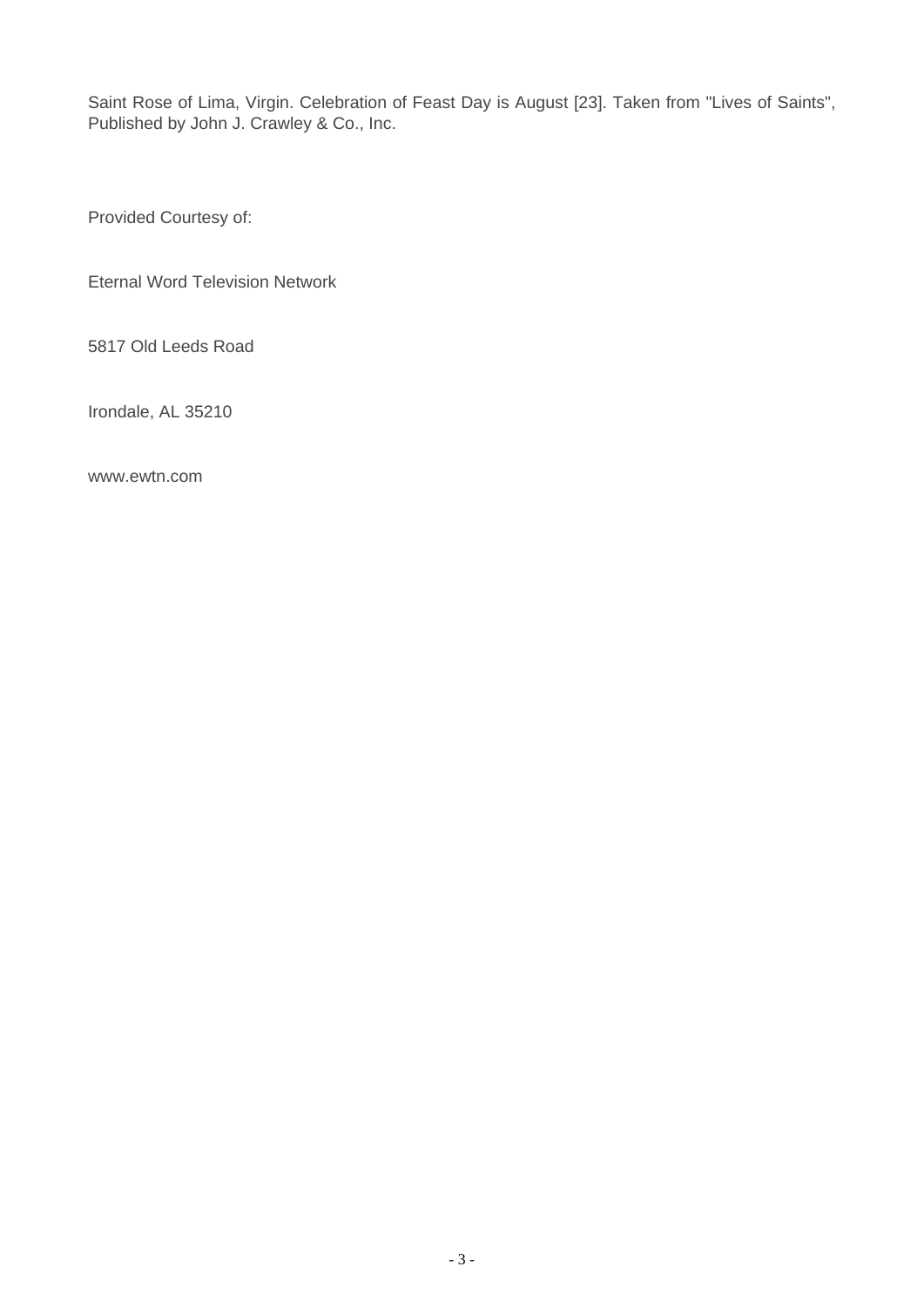Saint Rose of Lima, Virgin. Celebration of Feast Day is August [23]. Taken from "Lives of Saints", Published by John J. Crawley & Co., Inc.

Provided Courtesy of:

Eternal Word Television Network

5817 Old Leeds Road

Irondale, AL 35210

www.ewtn.com